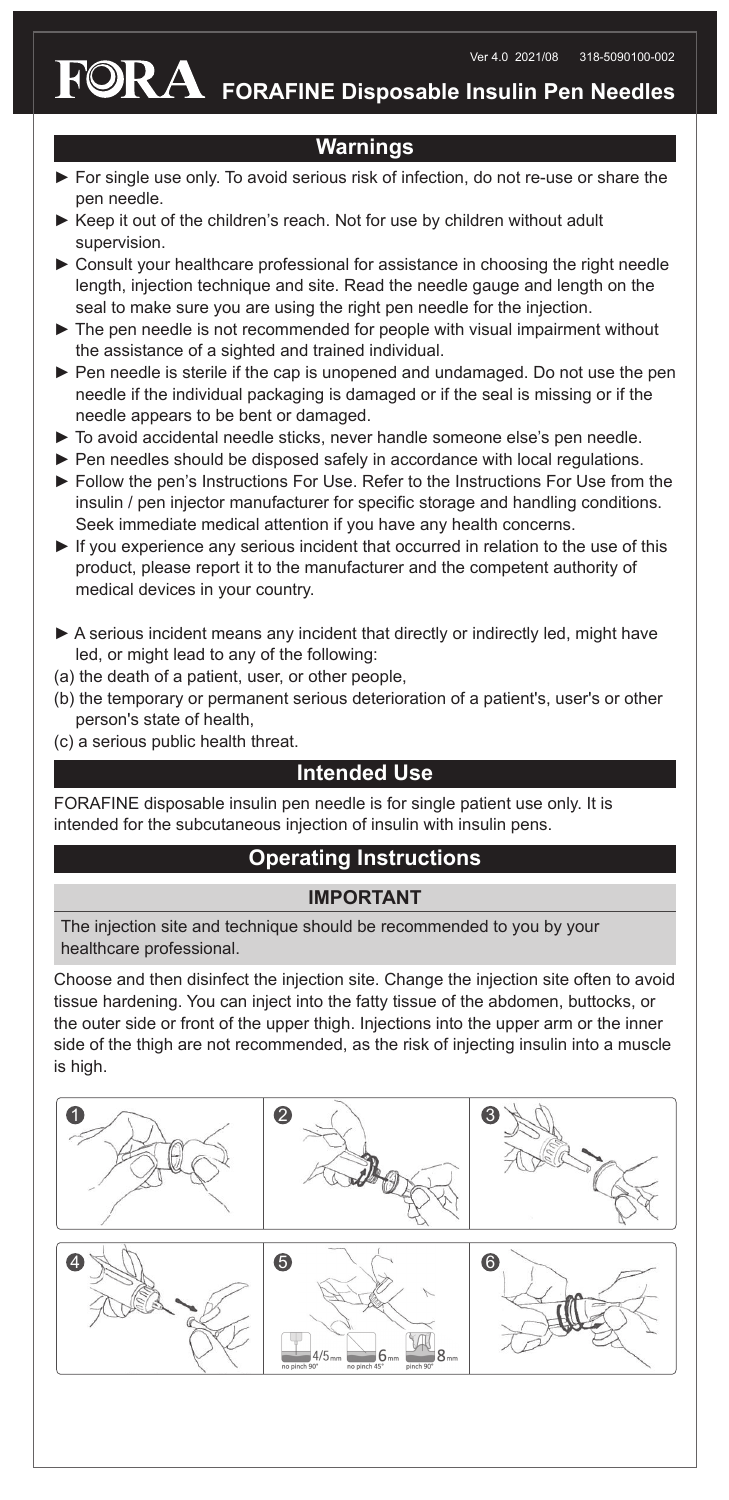Ver 4.0 2021/08 318-5090100-002

# FORA FORAFINE Disposable Insulin Pen Needles

## Warnings

- ► For single use only. To avoid serious risk of infection, do not re-use or share the pen needle.
- ► Keep it out of the children's reach. Not for use by children without adult supervision.
- ► Consult your healthcare professional for assistance in choosing the right needle length, injection technique and site. Read the needle gauge and length on the seal to make sure you are using the right pen needle for the injection.
- ► The pen needle is not recommended for people with visual impairment without the assistance of a sighted and trained individual.
- ► Pen needle is sterile if the cap is unopened and undamaged. Do not use the pen needle if the individual packaging is damaged or if the seal is missing or if the needle appears to be bent or damaged.
- ► To avoid accidental needle sticks, never handle someone else's pen needle.
- ► Pen needles should be disposed safely in accordance with local regulations.
- ► Follow the pen's Instructions For Use. Refer to the Instructions For Use from the insulin / pen injector manufacturer for specific storage and handling conditions. Seek immediate medical attention if you have any health concerns.
- ► If you experience any serious incident that occurred in relation to the use of this product, please report it to the manufacturer and the competent authority of medical devices in your country.
- ► A serious incident means any incident that directly or indirectly led, might have led, or might lead to any of the following:

(a) the death of a patient, user, or other people,

(b) the temporary or permanent serious deterioration of a patient's, user's or other person's state of health,

(c) a serious public health threat.

## Intended Use

FORAFINE disposable insulin pen needle is for single patient use only. It is intended for the subcutaneous injection of insulin with insulin pens.

## Operating Instructions

### IMPORTANT

The injection site and technique should be recommended to you by your healthcare professional.

Choose and then disinfect the injection site. Change the injection site often to avoid tissue hardening. You can inject into the fatty tissue of the abdomen, buttocks, or the outer side or front of the upper thigh. Injections into the upper arm or the inner side of the thigh are not recommended, as the risk of injecting insulin into a muscle is high.

1 2 3 4 5 6

4/5 mm no pinch 90° | 6 mm no pinch 45° | 8 mm pinch 90°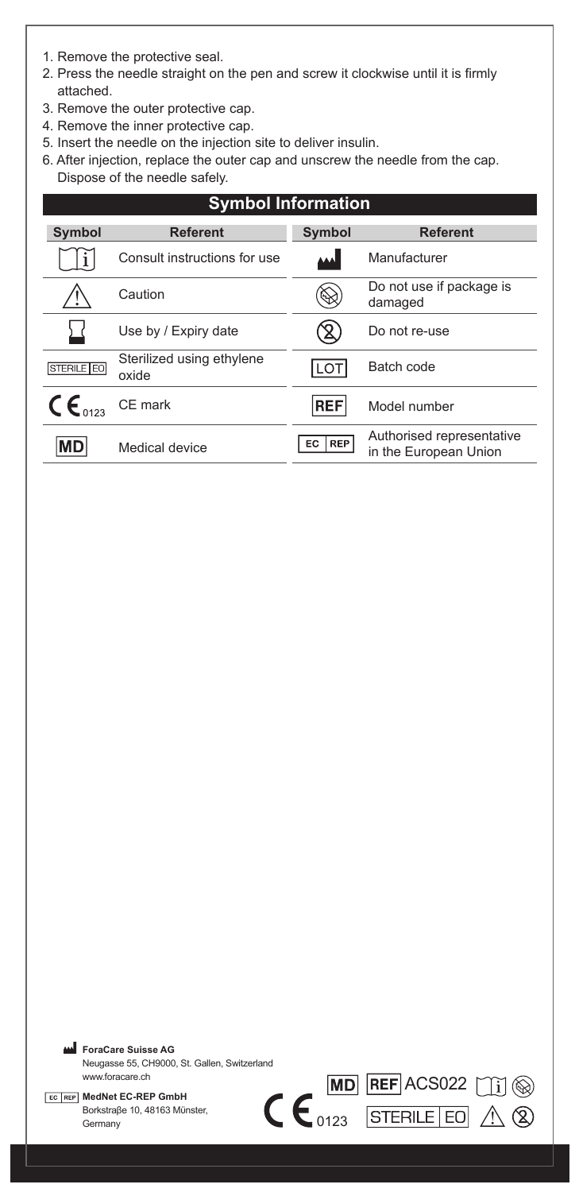1. Remove the protective seal.
2. Press the needle straight on the pen and screw it clockwise until it is firmly attached.
3. Remove the outer protective cap.
4. Remove the inner protective cap.
5. Insert the needle on the injection site to deliver insulin.
6. After injection, replace the outer cap and unscrew the needle from the cap. Dispose of the needle safely.

## Symbol Information

| Symbol | Referent | Symbol | Referent |
|---|---|---|---|
| | Consult instructions for use | | Manufacturer |
| | Caution | | Do not use if package is damaged |
| | Use by / Expiry date | | Do not re-use |
| STERILE EO | Sterilized using ethylene oxide | LOT | Batch code |
| CE 0123 | CE mark | REF | Model number |
| MD | Medical device | EC REP | Authorised representative in the European Union |

**ForaCare Suisse AG**
Neugasse 55, CH9000, St. Gallen, Switzerland
www.foracare.ch

EC REP **MedNet EC-REP GmbH**
Borkstraβe 10, 48163 Münster,
Germany

CE 0123 MD REF ACS022 STERILE EO